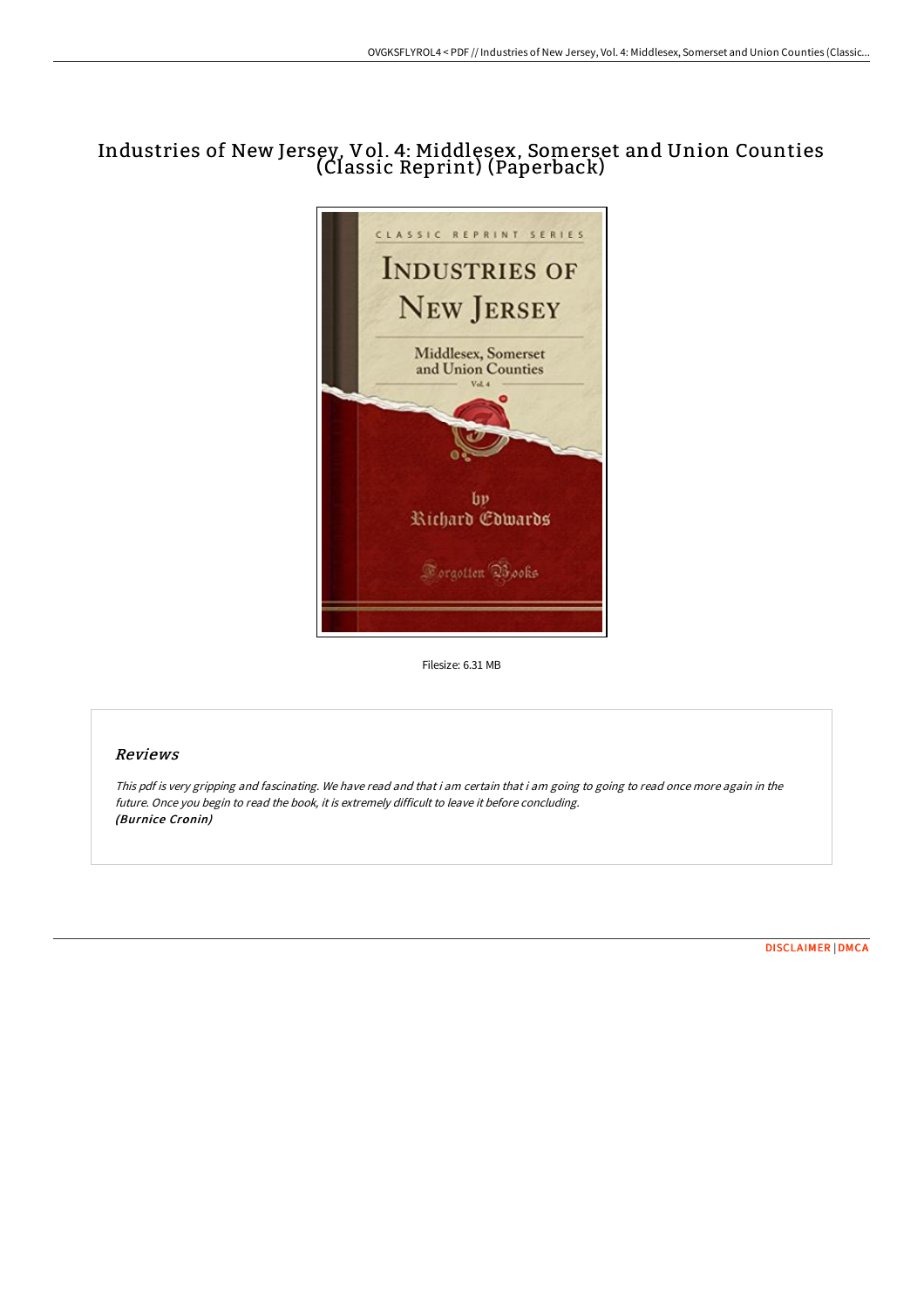# Industries of New Jersey, Vol. 4: Middlesex, Somerset and Union Counties (Classic Reprint) (Paperback)

Filesize: 6.31 MB

## Reviews

*This pdf is very gripping and fascinating. We have read and that i am certain that i am going to going to read once more again in the future. Once you begin to read the book, it is extremely difficult to leave it before concluding.*
***(Burnice Cronin)***

DISCLAIMER | DMCA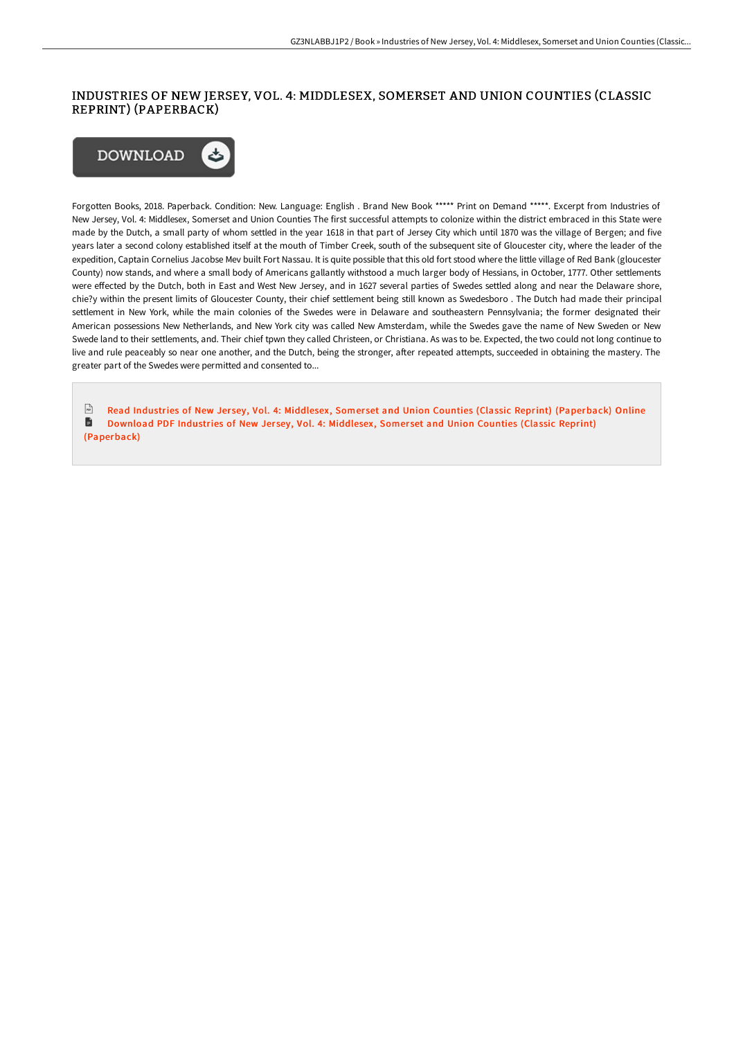# INDUSTRIES OF NEW JERSEY, VOL. 4: MIDDLESEX, SOMERSET AND UNION COUNTIES (CLASSIC REPRINT) (PAPERBACK)

Forgotten Books, 2018. Paperback. Condition: New. Language: English . Brand New Book ***** Print on Demand *****. Excerpt from Industries of New Jersey, Vol. 4: Middlesex, Somerset and Union Counties The first successful attempts to colonize within the district embraced in this State were made by the Dutch, a small party of whom settled in the year 1618 in that part of Jersey City which until 1870 was the village of Bergen; and five years later a second colony established itself at the mouth of Timber Creek, south of the subsequent site of Gloucester city, where the leader of the expedition, Captain Cornelius Jacobse Mev built Fort Nassau. It is quite possible that this old fort stood where the little village of Red Bank (gloucester County) now stands, and where a small body of Americans gallantly withstood a much larger body of Hessians, in October, 1777. Other settlements were effected by the Dutch, both in East and West New Jersey, and in 1627 several parties of Swedes settled along and near the Delaware shore, chie?y within the present limits of Gloucester County, their chief settlement being still known as Swedesboro . The Dutch had made their principal settlement in New York, while the main colonies of the Swedes were in Delaware and southeastern Pennsylvania; the former designated their American possessions New Netherlands, and New York city was called New Amsterdam, while the Swedes gave the name of New Sweden or New Swede land to their settlements, and. Their chief tpwn they called Christeen, or Christiana. As was to be. Expected, the two could not long continue to live and rule peaceably so near one another, and the Dutch, being the stronger, after repeated attempts, succeeded in obtaining the mastery. The greater part of the Swedes were permitted and consented to...

Read Industries of New Jersey, Vol. 4: Middlesex, Somerset and Union Counties (Classic Reprint) (Paperback) Online

Download PDF Industries of New Jersey, Vol. 4: Middlesex, Somerset and Union Counties (Classic Reprint) (Paperback)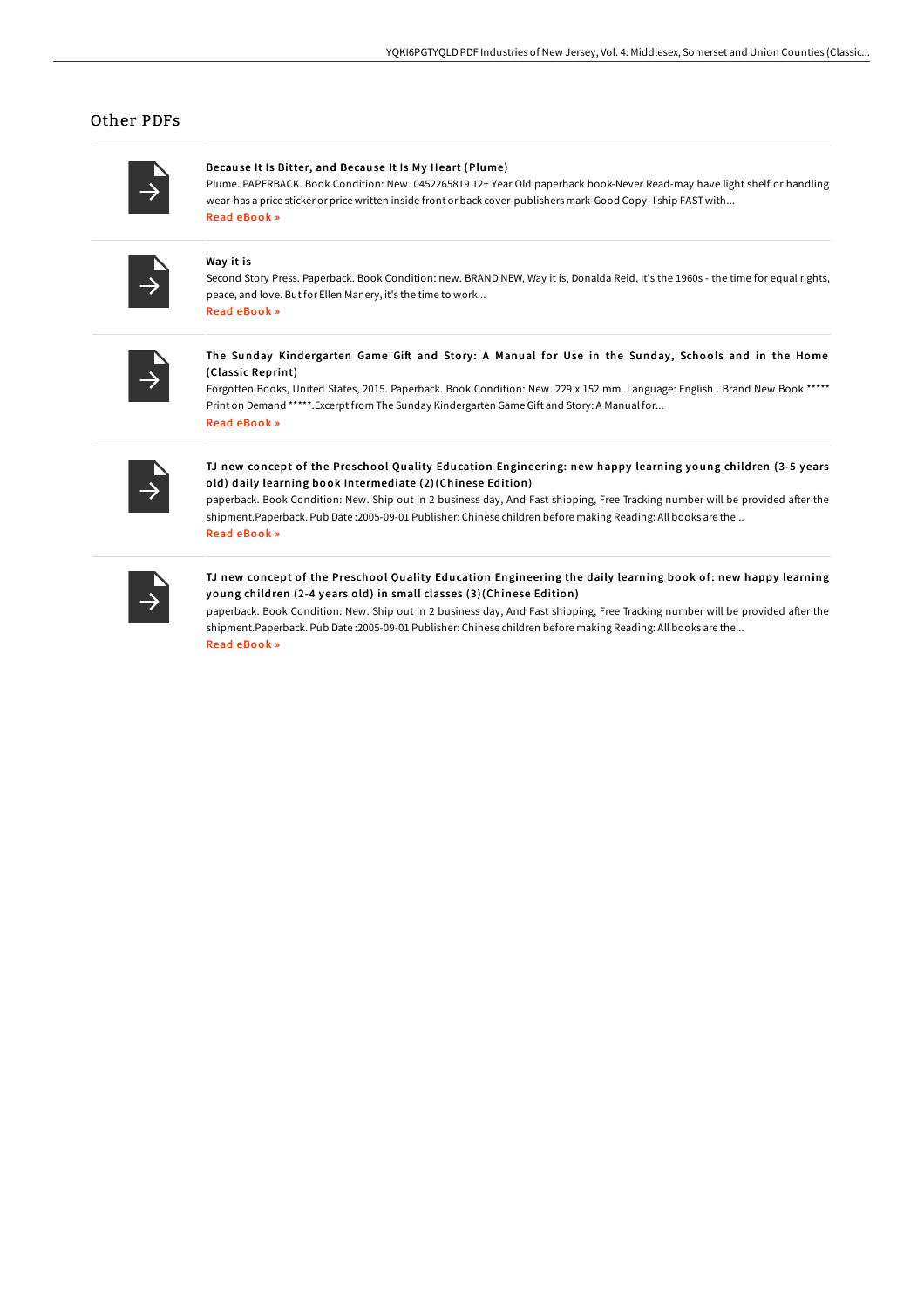## Other PDFs

### Because It Is Bitter, and Because It Is My Heart (Plume)

Plume. PAPERBACK. Book Condition: New. 0452265819 12+ Year Old paperback book-Never Read-may have light shelf or handling wear-has a price sticker or price written inside front or back cover-publishers mark-Good Copy- I ship FAST with...

Read eBook »

### Way it is

Second Story Press. Paperback. Book Condition: new. BRAND NEW, Way it is, Donalda Reid, It's the 1960s - the time for equal rights, peace, and love. But for Ellen Manery, it's the time to work...

Read eBook »

### The Sunday Kindergarten Game Gift and Story: A Manual for Use in the Sunday, Schools and in the Home (Classic Reprint)

Forgotten Books, United States, 2015. Paperback. Book Condition: New. 229 x 152 mm. Language: English . Brand New Book ***** Print on Demand *****.Excerpt from The Sunday Kindergarten Game Gift and Story: A Manual for...

Read eBook »

### TJ new concept of the Preschool Quality Education Engineering: new happy learning young children (3-5 years old) daily learning book Intermediate (2)(Chinese Edition)

paperback. Book Condition: New. Ship out in 2 business day, And Fast shipping, Free Tracking number will be provided after the shipment.Paperback. Pub Date :2005-09-01 Publisher: Chinese children before making Reading: All books are the...

Read eBook »

### TJ new concept of the Preschool Quality Education Engineering the daily learning book of: new happy learning young children (2-4 years old) in small classes (3)(Chinese Edition)

paperback. Book Condition: New. Ship out in 2 business day, And Fast shipping, Free Tracking number will be provided after the shipment.Paperback. Pub Date :2005-09-01 Publisher: Chinese children before making Reading: All books are the...

Read eBook »